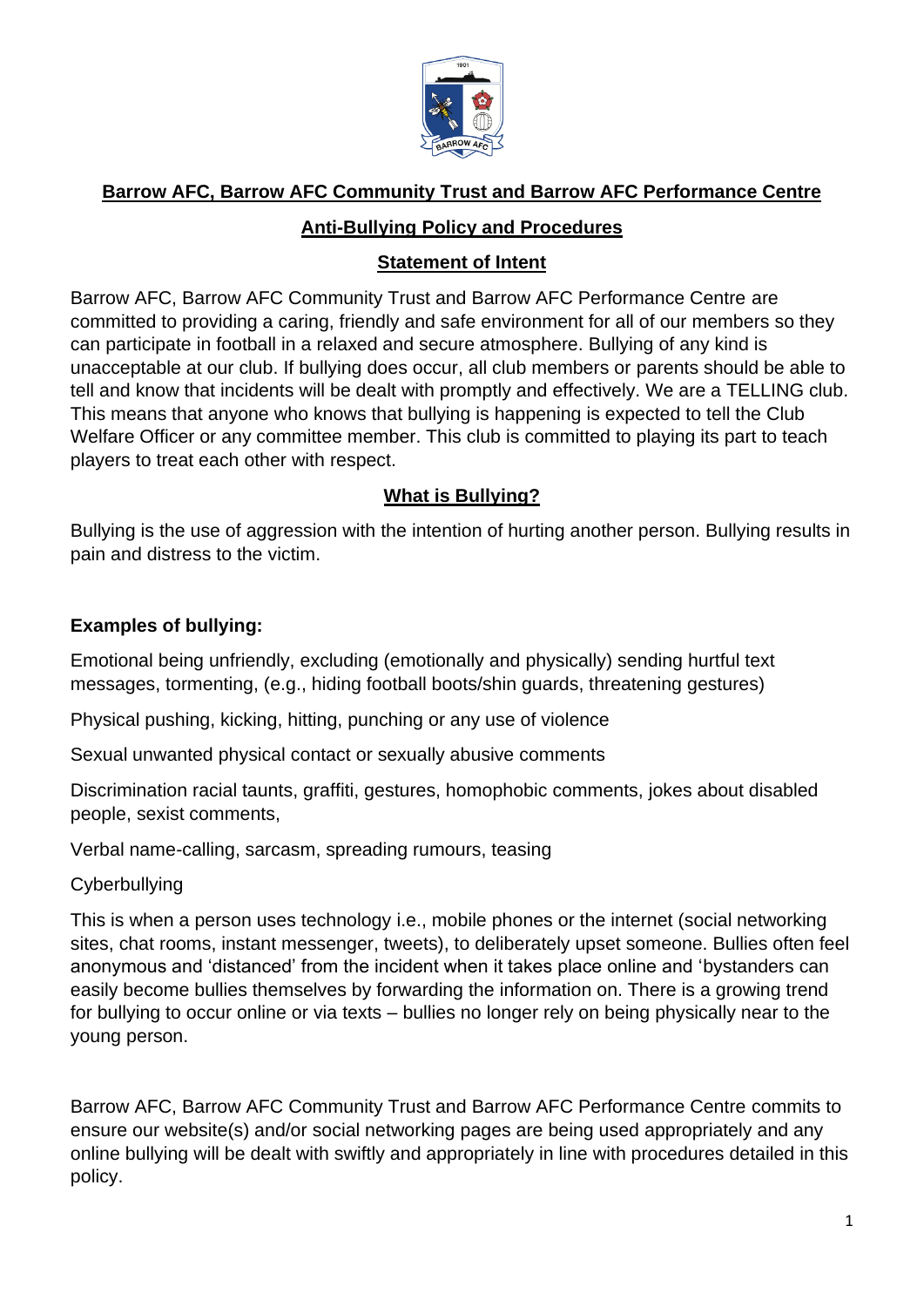# Barrow AFC, Barrow AFC Community Trust and Barrow AFC Performance Centre

## Anti-Bullying Policy and Procedures

### Statement of Intent

Barrow AFC, Barrow AFC Community Trust and Barrow AFC Performance Centre are committed to providing a caring, friendly and safe environment for all of our members so they can participate in football in a relaxed and secure atmosphere. Bullying of any kind is unacceptable at our club. If bullying does occur, all club members or parents should be able to tell and know that incidents will be dealt with promptly and effectively. We are a TELLING club. This means that anyone who knows that bullying is happening is expected to tell the Club Welfare Officer or any committee member. This club is committed to playing its part to teach players to treat each other with respect.

### What is Bullying?

Bullying is the use of aggression with the intention of hurting another person. Bullying results in pain and distress to the victim.

**Examples of bullying:**

Emotional being unfriendly, excluding (emotionally and physically) sending hurtful text messages, tormenting, (e.g., hiding football boots/shin guards, threatening gestures)

Physical pushing, kicking, hitting, punching or any use of violence

Sexual unwanted physical contact or sexually abusive comments

Discrimination racial taunts, graffiti, gestures, homophobic comments, jokes about disabled people, sexist comments,

Verbal name-calling, sarcasm, spreading rumours, teasing

Cyberbullying

This is when a person uses technology i.e., mobile phones or the internet (social networking sites, chat rooms, instant messenger, tweets), to deliberately upset someone. Bullies often feel anonymous and 'distanced' from the incident when it takes place online and 'bystanders can easily become bullies themselves by forwarding the information on. There is a growing trend for bullying to occur online or via texts – bullies no longer rely on being physically near to the young person.

Barrow AFC, Barrow AFC Community Trust and Barrow AFC Performance Centre commits to ensure our website(s) and/or social networking pages are being used appropriately and any online bullying will be dealt with swiftly and appropriately in line with procedures detailed in this policy.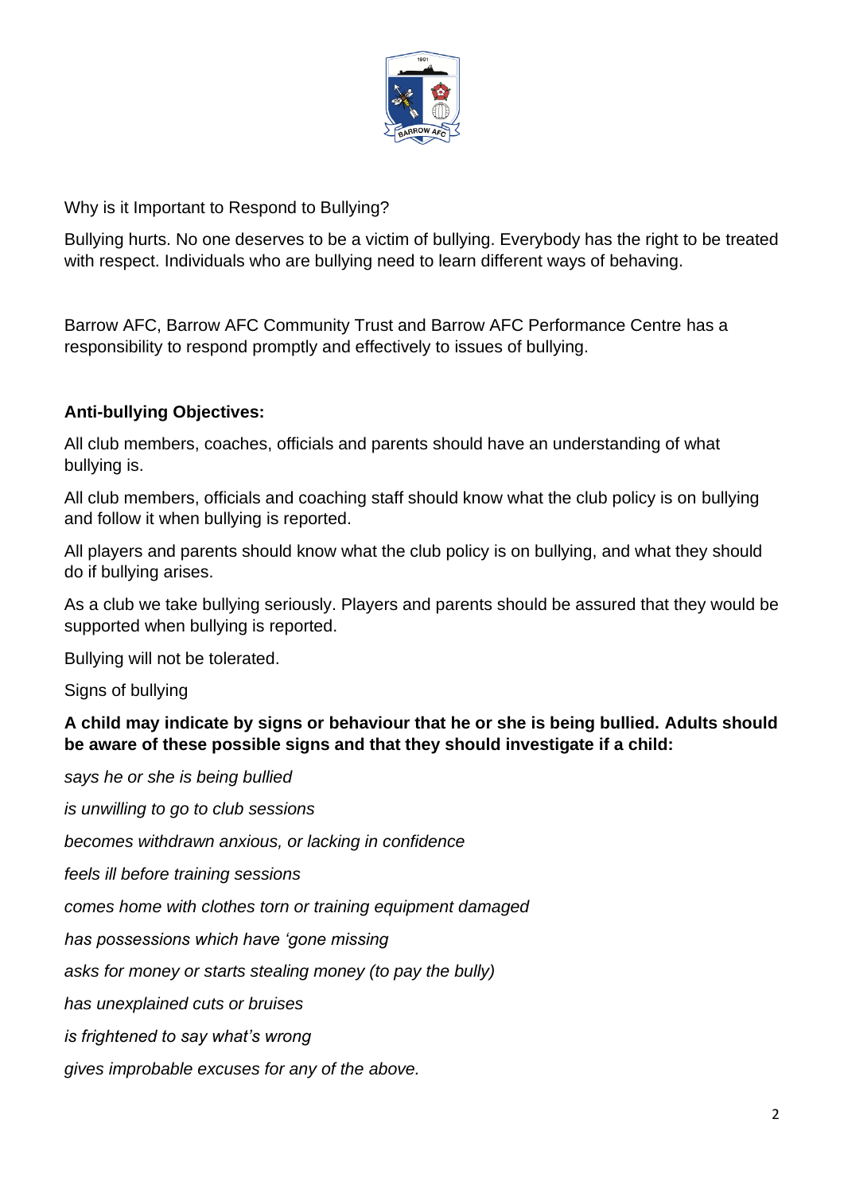Why is it Important to Respond to Bullying?

Bullying hurts. No one deserves to be a victim of bullying. Everybody has the right to be treated with respect. Individuals who are bullying need to learn different ways of behaving.

Barrow AFC, Barrow AFC Community Trust and Barrow AFC Performance Centre has a responsibility to respond promptly and effectively to issues of bullying.

**Anti-bullying Objectives:**

All club members, coaches, officials and parents should have an understanding of what bullying is.

All club members, officials and coaching staff should know what the club policy is on bullying and follow it when bullying is reported.

All players and parents should know what the club policy is on bullying, and what they should do if bullying arises.

As a club we take bullying seriously. Players and parents should be assured that they would be supported when bullying is reported.

Bullying will not be tolerated.

Signs of bullying

**A child may indicate by signs or behaviour that he or she is being bullied. Adults should be aware of these possible signs and that they should investigate if a child:**

*says he or she is being bullied*

*is unwilling to go to club sessions*

*becomes withdrawn anxious, or lacking in confidence*

*feels ill before training sessions*

*comes home with clothes torn or training equipment damaged*

*has possessions which have 'gone missing*

*asks for money or starts stealing money (to pay the bully)*

*has unexplained cuts or bruises*

*is frightened to say what's wrong*

*gives improbable excuses for any of the above.*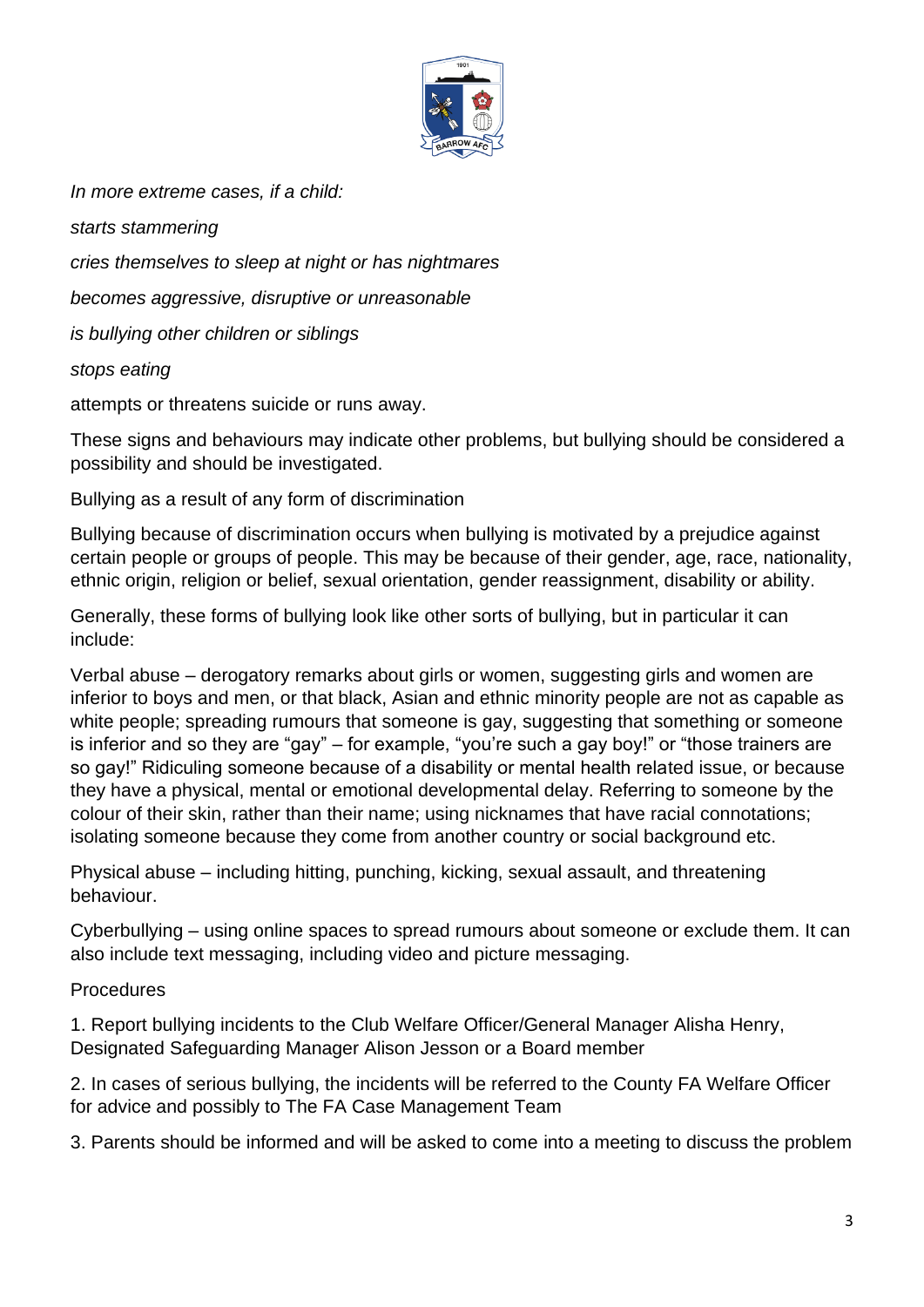*In more extreme cases, if a child:*

*starts stammering*

*cries themselves to sleep at night or has nightmares*

*becomes aggressive, disruptive or unreasonable*

*is bullying other children or siblings*

*stops eating*

attempts or threatens suicide or runs away.

These signs and behaviours may indicate other problems, but bullying should be considered a possibility and should be investigated.

Bullying as a result of any form of discrimination

Bullying because of discrimination occurs when bullying is motivated by a prejudice against certain people or groups of people. This may be because of their gender, age, race, nationality, ethnic origin, religion or belief, sexual orientation, gender reassignment, disability or ability.

Generally, these forms of bullying look like other sorts of bullying, but in particular it can include:

Verbal abuse – derogatory remarks about girls or women, suggesting girls and women are inferior to boys and men, or that black, Asian and ethnic minority people are not as capable as white people; spreading rumours that someone is gay, suggesting that something or someone is inferior and so they are "gay" – for example, "you're such a gay boy!" or "those trainers are so gay!" Ridiculing someone because of a disability or mental health related issue, or because they have a physical, mental or emotional developmental delay. Referring to someone by the colour of their skin, rather than their name; using nicknames that have racial connotations; isolating someone because they come from another country or social background etc.

Physical abuse – including hitting, punching, kicking, sexual assault, and threatening behaviour.

Cyberbullying – using online spaces to spread rumours about someone or exclude them. It can also include text messaging, including video and picture messaging.

Procedures

1. Report bullying incidents to the Club Welfare Officer/General Manager Alisha Henry, Designated Safeguarding Manager Alison Jesson or a Board member

2. In cases of serious bullying, the incidents will be referred to the County FA Welfare Officer for advice and possibly to The FA Case Management Team

3. Parents should be informed and will be asked to come into a meeting to discuss the problem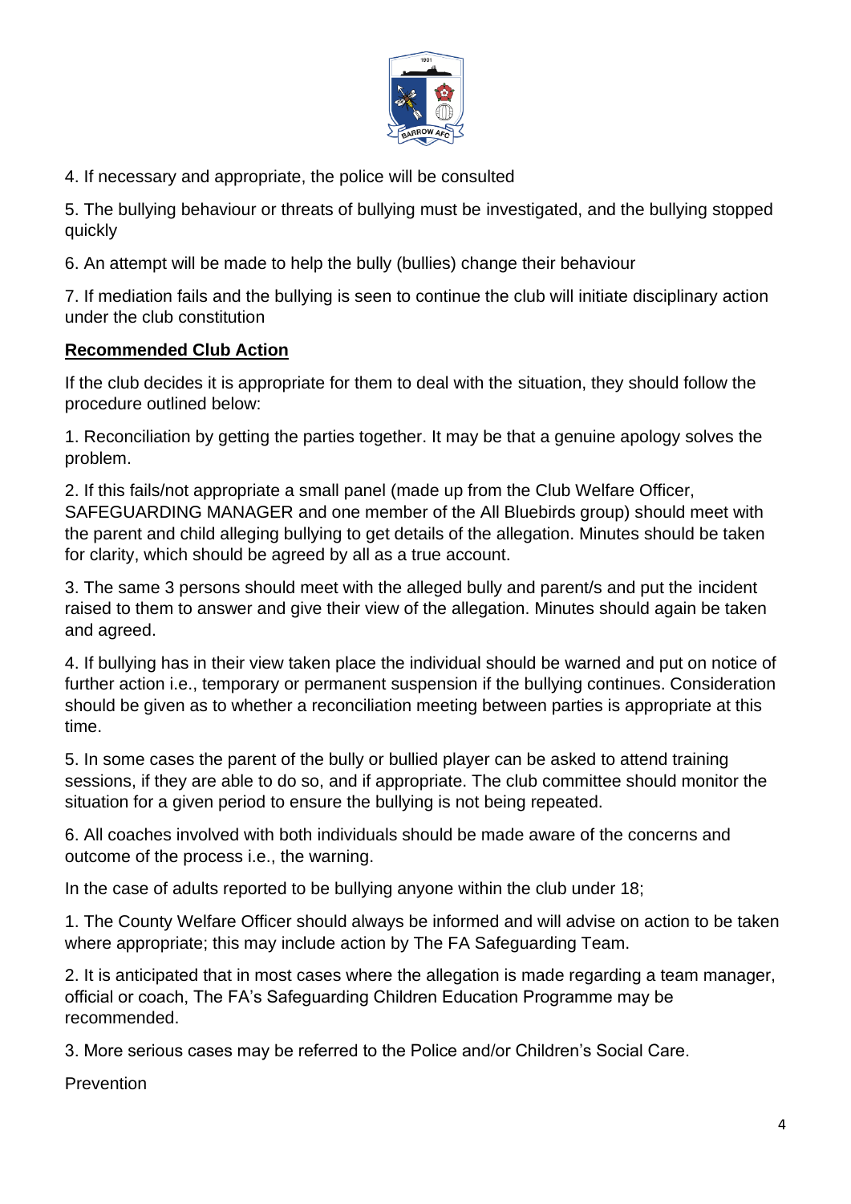4. If necessary and appropriate, the police will be consulted

5. The bullying behaviour or threats of bullying must be investigated, and the bullying stopped quickly

6. An attempt will be made to help the bully (bullies) change their behaviour

7. If mediation fails and the bullying is seen to continue the club will initiate disciplinary action under the club constitution

**Recommended Club Action**

If the club decides it is appropriate for them to deal with the situation, they should follow the procedure outlined below:

1. Reconciliation by getting the parties together. It may be that a genuine apology solves the problem.

2. If this fails/not appropriate a small panel (made up from the Club Welfare Officer, SAFEGUARDING MANAGER and one member of the All Bluebirds group) should meet with the parent and child alleging bullying to get details of the allegation. Minutes should be taken for clarity, which should be agreed by all as a true account.

3. The same 3 persons should meet with the alleged bully and parent/s and put the incident raised to them to answer and give their view of the allegation. Minutes should again be taken and agreed.

4. If bullying has in their view taken place the individual should be warned and put on notice of further action i.e., temporary or permanent suspension if the bullying continues. Consideration should be given as to whether a reconciliation meeting between parties is appropriate at this time.

5. In some cases the parent of the bully or bullied player can be asked to attend training sessions, if they are able to do so, and if appropriate. The club committee should monitor the situation for a given period to ensure the bullying is not being repeated.

6. All coaches involved with both individuals should be made aware of the concerns and outcome of the process i.e., the warning.

In the case of adults reported to be bullying anyone within the club under 18;

1. The County Welfare Officer should always be informed and will advise on action to be taken where appropriate; this may include action by The FA Safeguarding Team.

2. It is anticipated that in most cases where the allegation is made regarding a team manager, official or coach, The FA's Safeguarding Children Education Programme may be recommended.

3. More serious cases may be referred to the Police and/or Children's Social Care.

Prevention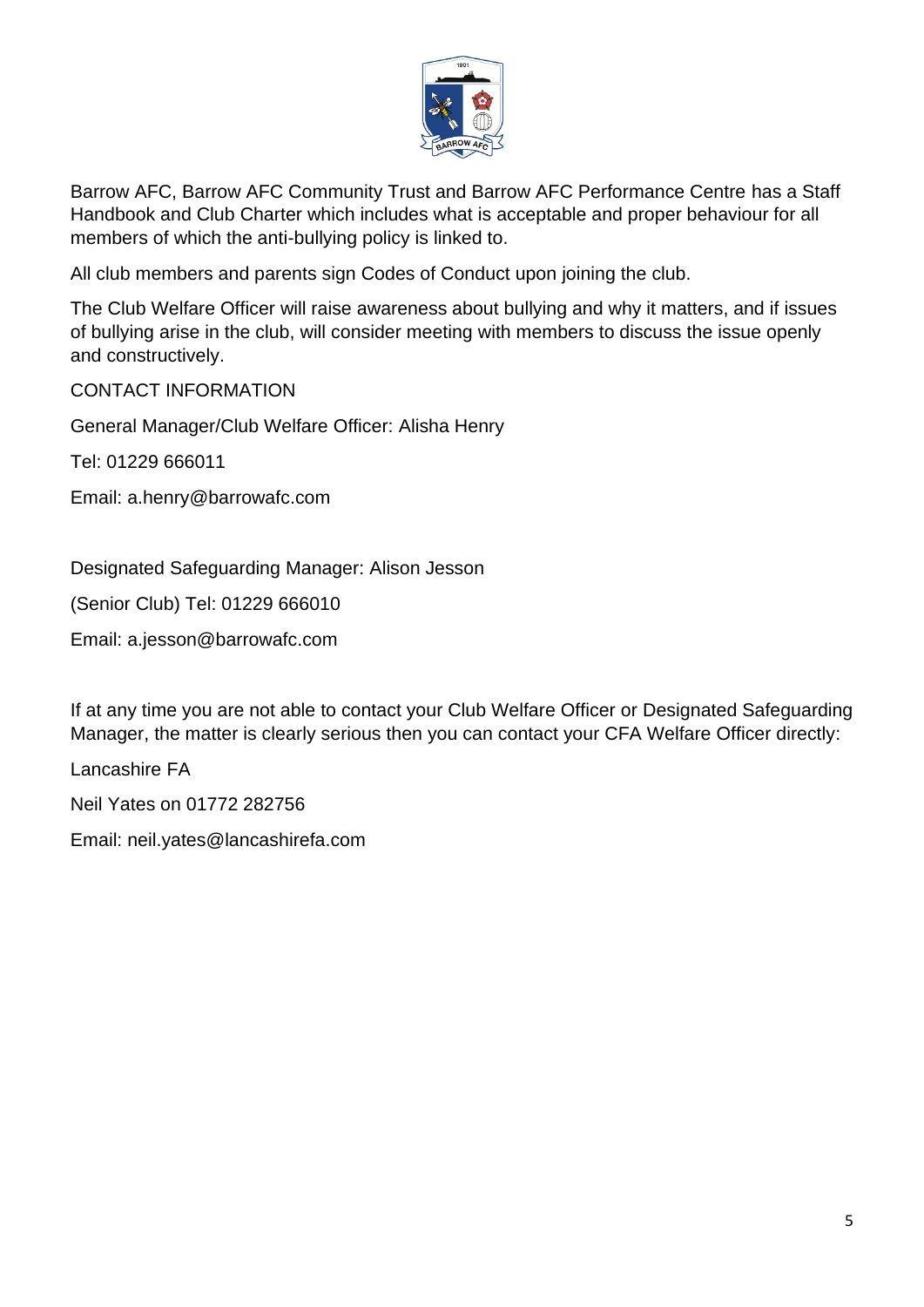Barrow AFC, Barrow AFC Community Trust and Barrow AFC Performance Centre has a Staff Handbook and Club Charter which includes what is acceptable and proper behaviour for all members of which the anti-bullying policy is linked to.

All club members and parents sign Codes of Conduct upon joining the club.

The Club Welfare Officer will raise awareness about bullying and why it matters, and if issues of bullying arise in the club, will consider meeting with members to discuss the issue openly and constructively.

CONTACT INFORMATION

General Manager/Club Welfare Officer: Alisha Henry

Tel: 01229 666011

Email: a.henry@barrowafc.com

Designated Safeguarding Manager: Alison Jesson

(Senior Club) Tel: 01229 666010

Email: a.jesson@barrowafc.com

If at any time you are not able to contact your Club Welfare Officer or Designated Safeguarding Manager, the matter is clearly serious then you can contact your CFA Welfare Officer directly:

Lancashire FA

Neil Yates on 01772 282756

Email: neil.yates@lancashirefa.com